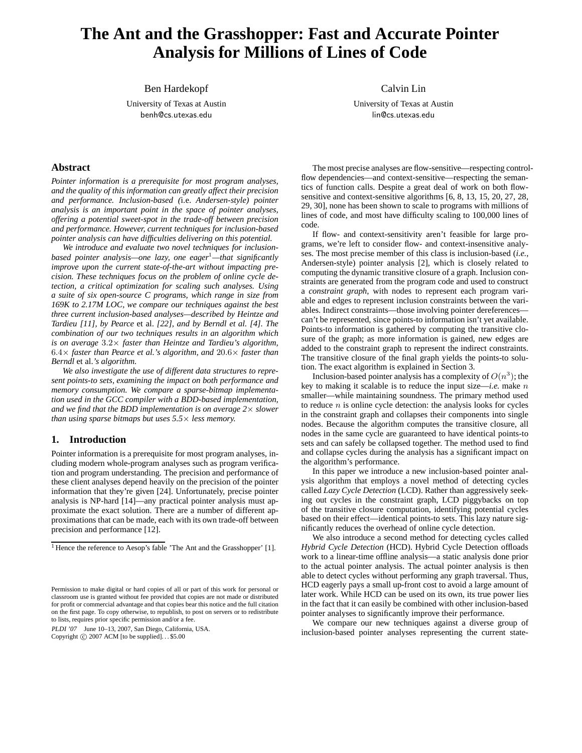# The Ant and the Grasshopper: Fast and Accurate Pointer Analysis for Millions of Lines of Code

Ben Hardekopf
University of Texas at Austin
benh@cs.utexas.edu

Calvin Lin
University of Texas at Austin
lin@cs.utexas.edu

## Abstract

*Pointer information is a prerequisite for most program analyses, and the quality of this information can greatly affect their precision and performance. Inclusion-based (*i.e. *Andersen-style) pointer analysis is an important point in the space of pointer analyses, offering a potential sweet-spot in the trade-off between precision and performance. However, current techniques for inclusion-based pointer analysis can have difficulties delivering on this potential.*

*We introduce and evaluate two novel techniques for inclusion-based pointer analysis—one lazy, one eager*[1]*—that significantly improve upon the current state-of-the-art without impacting precision. These techniques focus on the problem of online cycle detection, a critical optimization for scaling such analyses. Using a suite of six open-source C programs, which range in size from 169K to 2.17M LOC, we compare our techniques against the best three current inclusion-based analyses—described by Heintze and Tardieu [11], by Pearce* et al. *[22], and by Berndl et al. [4]. The combination of our two techniques results in an algorithm which is on average $3.2\times$ faster than Heintze and Tardieu's algorithm, $6.4\times$ faster than Pearce et al.'s algorithm, and $20.6\times$ faster than Berndl* et al.*'s algorithm.*

*We also investigate the use of different data structures to represent points-to sets, examining the impact on both performance and memory consumption. We compare a sparse-bitmap implementation used in the GCC compiler with a BDD-based implementation, and we find that the BDD implementation is on average 2× slower than using sparse bitmaps but uses 5.5× less memory.*

## 1. Introduction

Pointer information is a prerequisite for most program analyses, including modern whole-program analyses such as program verification and program understanding. The precision and performance of these client analyses depend heavily on the precision of the pointer information that they're given [24]. Unfortunately, precise pointer analysis is NP-hard [14]—any practical pointer analysis must approximate the exact solution. There are a number of different approximations that can be made, each with its own trade-off between precision and performance [12].

[1] Hence the reference to Aesop's fable 'The Ant and the Grasshopper' [1].

Permission to make digital or hard copies of all or part of this work for personal or classroom use is granted without fee provided that copies are not made or distributed for profit or commercial advantage and that copies bear this notice and the full citation on the first page. To copy otherwise, to republish, to post on servers or to redistribute to lists, requires prior specific permission and/or a fee.

*PLDI '07* June 10–13, 2007, San Diego, California, USA.
Copyright © 2007 ACM [to be supplied]. . . $5.00

The most precise analyses are flow-sensitive—respecting control-flow dependencies—and context-sensitive—respecting the semantics of function calls. Despite a great deal of work on both flow-sensitive and context-sensitive algorithms [6, 8, 13, 15, 20, 27, 28, 29, 30], none has been shown to scale to programs with millions of lines of code, and most have difficulty scaling to 100,000 lines of code.

If flow- and context-sensitivity aren't feasible for large programs, we're left to consider flow- and context-insensitive analyses. The most precise member of this class is inclusion-based (*i.e.*, Andersen-style) pointer analysis [2], which is closely related to computing the dynamic transitive closure of a graph. Inclusion constraints are generated from the program code and used to construct a *constraint graph*, with nodes to represent each program variable and edges to represent inclusion constraints between the variables. Indirect constraints—those involving pointer dereferences—can't be represented, since points-to information isn't yet available. Points-to information is gathered by computing the transitive closure of the graph; as more information is gained, new edges are added to the constraint graph to represent the indirect constraints. The transitive closure of the final graph yields the points-to solution. The exact algorithm is explained in Section 3.

Inclusion-based pointer analysis has a complexity of $O(n^3)$; the key to making it scalable is to reduce the input size—*i.e.* make $n$ smaller—while maintaining soundness. The primary method used to reduce $n$ is online cycle detection: the analysis looks for cycles in the constraint graph and collapses their components into single nodes. Because the algorithm computes the transitive closure, all nodes in the same cycle are guaranteed to have identical points-to sets and can safely be collapsed together. The method used to find and collapse cycles during the analysis has a significant impact on the algorithm's performance.

In this paper we introduce a new inclusion-based pointer analysis algorithm that employs a novel method of detecting cycles called *Lazy Cycle Detection* (LCD). Rather than aggressively seeking out cycles in the constraint graph, LCD piggybacks on top of the transitive closure computation, identifying potential cycles based on their effect—identical points-to sets. This lazy nature significantly reduces the overhead of online cycle detection.

We also introduce a second method for detecting cycles called *Hybrid Cycle Detection* (HCD). Hybrid Cycle Detection offloads work to a linear-time offline analysis—a static analysis done prior to the actual pointer analysis. The actual pointer analysis is then able to detect cycles without performing any graph traversal. Thus, HCD eagerly pays a small up-front cost to avoid a large amount of later work. While HCD can be used on its own, its true power lies in the fact that it can easily be combined with other inclusion-based pointer analyses to significantly improve their performance.

We compare our new techniques against a diverse group of inclusion-based pointer analyses representing the current state-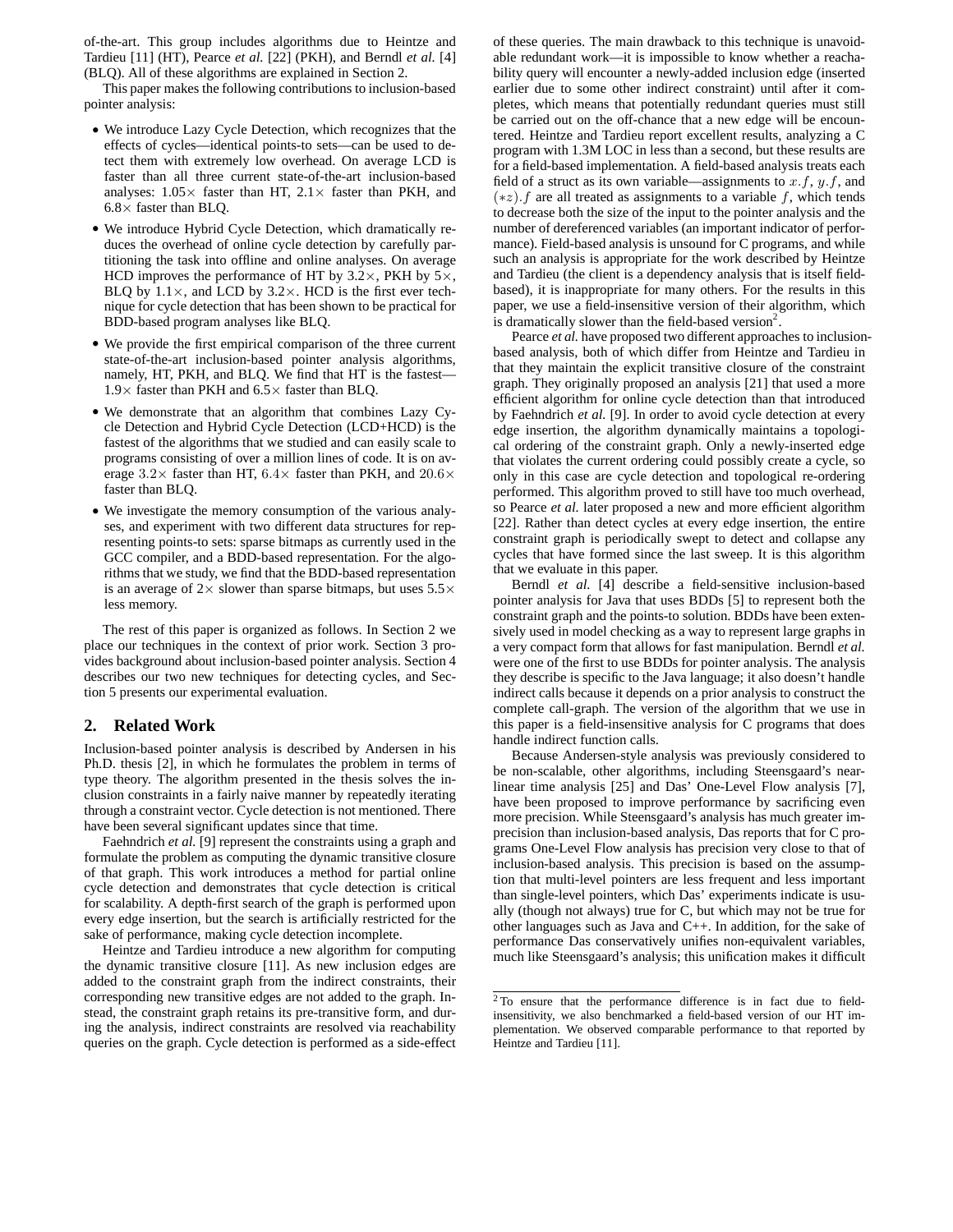of-the-art. This group includes algorithms due to Heintze and Tardieu [11] (HT), Pearce *et al.* [22] (PKH), and Berndl *et al.* [4] (BLQ). All of these algorithms are explained in Section 2.

This paper makes the following contributions to inclusion-based pointer analysis:

- We introduce Lazy Cycle Detection, which recognizes that the effects of cycles—identical points-to sets—can be used to detect them with extremely low overhead. On average LCD is faster than all three current state-of-the-art inclusion-based analyses: 1.05× faster than HT, 2.1× faster than PKH, and 6.8× faster than BLQ.
- We introduce Hybrid Cycle Detection, which dramatically reduces the overhead of online cycle detection by carefully partitioning the task into offline and online analyses. On average HCD improves the performance of HT by 3.2×, PKH by 5×, BLQ by 1.1×, and LCD by 3.2×. HCD is the first ever technique for cycle detection that has been shown to be practical for BDD-based program analyses like BLQ.
- We provide the first empirical comparison of the three current state-of-the-art inclusion-based pointer analysis algorithms, namely, HT, PKH, and BLQ. We find that HT is the fastest—1.9× faster than PKH and 6.5× faster than BLQ.
- We demonstrate that an algorithm that combines Lazy Cycle Detection and Hybrid Cycle Detection (LCD+HCD) is the fastest of the algorithms that we studied and can easily scale to programs consisting of over a million lines of code. It is on average $3.2\times$ faster than HT, $6.4\times$ faster than PKH, and $20.6\times$ faster than BLQ.
- We investigate the memory consumption of the various analyses, and experiment with two different data structures for representing points-to sets: sparse bitmaps as currently used in the GCC compiler, and a BDD-based representation. For the algorithms that we study, we find that the BDD-based representation is an average of 2× slower than sparse bitmaps, but uses 5.5× less memory.

The rest of this paper is organized as follows. In Section 2 we place our techniques in the context of prior work. Section 3 provides background about inclusion-based pointer analysis. Section 4 describes our two new techniques for detecting cycles, and Section 5 presents our experimental evaluation.

## 2. Related Work

Inclusion-based pointer analysis is described by Andersen in his Ph.D. thesis [2], in which he formulates the problem in terms of type theory. The algorithm presented in the thesis solves the inclusion constraints in a fairly naive manner by repeatedly iterating through a constraint vector. Cycle detection is not mentioned. There have been several significant updates since that time.

Faehndrich *et al.* [9] represent the constraints using a graph and formulate the problem as computing the dynamic transitive closure of that graph. This work introduces a method for partial online cycle detection and demonstrates that cycle detection is critical for scalability. A depth-first search of the graph is performed upon every edge insertion, but the search is artificially restricted for the sake of performance, making cycle detection incomplete.

Heintze and Tardieu introduce a new algorithm for computing the dynamic transitive closure [11]. As new inclusion edges are added to the constraint graph from the indirect constraints, their corresponding new transitive edges are not added to the graph. Instead, the constraint graph retains its pre-transitive form, and during the analysis, indirect constraints are resolved via reachability queries on the graph. Cycle detection is performed as a side-effect of these queries. The main drawback to this technique is unavoidable redundant work—it is impossible to know whether a reachability query will encounter a newly-added inclusion edge (inserted earlier due to some other indirect constraint) until after it completes, which means that potentially redundant queries must still be carried out on the off-chance that a new edge will be encountered. Heintze and Tardieu report excellent results, analyzing a C program with 1.3M LOC in less than a second, but these results are for a field-based implementation. A field-based analysis treats each field of a struct as its own variable—assignments to $x.f$, $y.f$, and $(*z).f$ are all treated as assignments to a variable $f$, which tends to decrease both the size of the input to the pointer analysis and the number of dereferenced variables (an important indicator of performance). Field-based analysis is unsound for C programs, and while such an analysis is appropriate for the work described by Heintze and Tardieu (the client is a dependency analysis that is itself field-based), it is inappropriate for many others. For the results in this paper, we use a field-insensitive version of their algorithm, which is dramatically slower than the field-based version[2].

Pearce *et al.* have proposed two different approaches to inclusion-based analysis, both of which differ from Heintze and Tardieu in that they maintain the explicit transitive closure of the constraint graph. They originally proposed an analysis [21] that used a more efficient algorithm for online cycle detection than that introduced by Faehndrich *et al.* [9]. In order to avoid cycle detection at every edge insertion, the algorithm dynamically maintains a topological ordering of the constraint graph. Only a newly-inserted edge that violates the current ordering could possibly create a cycle, so only in this case are cycle detection and topological re-ordering performed. This algorithm proved to still have too much overhead, so Pearce *et al.* later proposed a new and more efficient algorithm [22]. Rather than detect cycles at every edge insertion, the entire constraint graph is periodically swept to detect and collapse any cycles that have formed since the last sweep. It is this algorithm that we evaluate in this paper.

Berndl *et al.* [4] describe a field-sensitive inclusion-based pointer analysis for Java that uses BDDs [5] to represent both the constraint graph and the points-to solution. BDDs have been extensively used in model checking as a way to represent large graphs in a very compact form that allows for fast manipulation. Berndl *et al.* were one of the first to use BDDs for pointer analysis. The analysis they describe is specific to the Java language; it also doesn't handle indirect calls because it depends on a prior analysis to construct the complete call-graph. The version of the algorithm that we use in this paper is a field-insensitive analysis for C programs that does handle indirect function calls.

Because Andersen-style analysis was previously considered to be non-scalable, other algorithms, including Steensgaard's near-linear time analysis [25] and Das' One-Level Flow analysis [7], have been proposed to improve performance by sacrificing even more precision. While Steensgaard's analysis has much greater imprecision than inclusion-based analysis, Das reports that for C programs One-Level Flow analysis has precision very close to that of inclusion-based analysis. This precision is based on the assumption that multi-level pointers are less frequent and less important than single-level pointers, which Das' experiments indicate is usually (though not always) true for C, but which may not be true for other languages such as Java and C++. In addition, for the sake of performance Das conservatively unifies non-equivalent variables, much like Steensgaard's analysis; this unification makes it difficult

[2] To ensure that the performance difference is in fact due to field-insensitivity, we also benchmarked a field-based version of our HT implementation. We observed comparable performance to that reported by Heintze and Tardieu [11].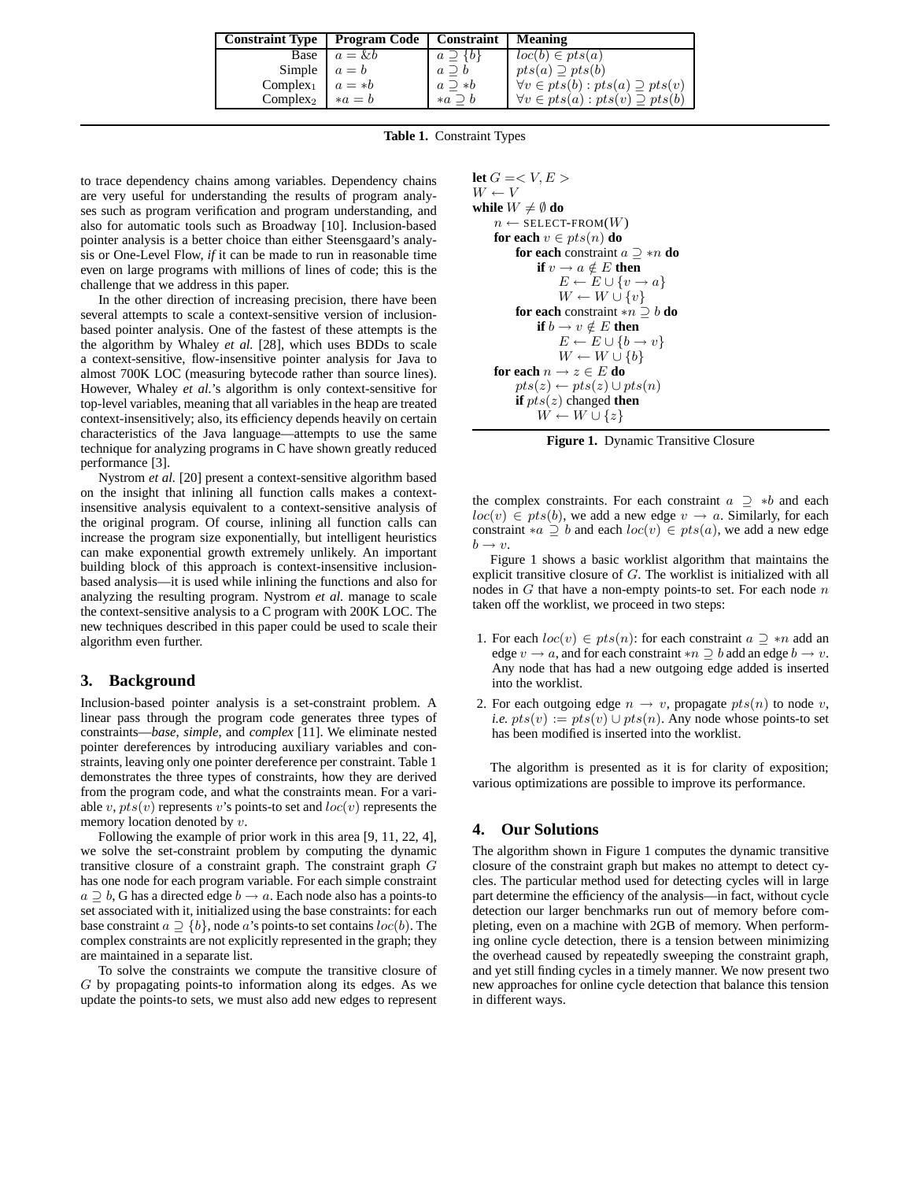| Constraint Type | Program Code | Constraint | Meaning |
|---|---|---|---|
| Base | $a = \&b$ | $a \supseteq \{b\}$ | $loc(b) \in pts(a)$ |
| Simple | $a = b$ | $a \supseteq b$ | $pts(a) \supseteq pts(b)$ |
| Complex$_1$ | $a = *b$ | $a \supseteq *b$ | $\forall v \in pts(b) : pts(a) \supseteq pts(v)$ |
| Complex$_2$ | $*a = b$ | $*a \supseteq b$ | $\forall v \in pts(a) : pts(v) \supseteq pts(b)$ |

**Table 1.** Constraint Types

to trace dependency chains among variables. Dependency chains are very useful for understanding the results of program analyses such as program verification and program understanding, and also for automatic tools such as Broadway [10]. Inclusion-based pointer analysis is a better choice than either Steensgaard's analysis or One-Level Flow, *if* it can be made to run in reasonable time even on large programs with millions of lines of code; this is the challenge that we address in this paper.

In the other direction of increasing precision, there have been several attempts to scale a context-sensitive version of inclusion-based pointer analysis. One of the fastest of these attempts is the algorithm by Whaley *et al.* [28], which uses BDDs to scale a context-sensitive, flow-insensitive pointer analysis for Java to almost 700K LOC (measuring bytecode rather than source lines). However, Whaley *et al.*'s algorithm is only context-sensitive for top-level variables, meaning that all variables in the heap are treated context-insensitively; also, its efficiency depends heavily on certain characteristics of the Java language—attempts to use the same technique for analyzing programs in C have shown greatly reduced performance [3].

Nystrom *et al.* [20] present a context-sensitive algorithm based on the insight that inlining all function calls makes a context-insensitive analysis equivalent to a context-sensitive analysis of the original program. Of course, inlining all function calls can increase the program size exponentially, but intelligent heuristics can make exponential growth extremely unlikely. An important building block of this approach is context-insensitive inclusion-based analysis—it is used while inlining the functions and also for analyzing the resulting program. Nystrom *et al.* manage to scale the context-sensitive analysis to a C program with 200K LOC. The new techniques described in this paper could be used to scale their algorithm even further.

## 3. Background

Inclusion-based pointer analysis is a set-constraint problem. A linear pass through the program code generates three types of constraints—*base*, *simple*, and *complex* [11]. We eliminate nested pointer dereferences by introducing auxiliary variables and constraints, leaving only one pointer dereference per constraint. Table 1 demonstrates the three types of constraints, how they are derived from the program code, and what the constraints mean. For a variable $v$, $pts(v)$ represents $v$'s points-to set and $loc(v)$ represents the memory location denoted by $v$.

Following the example of prior work in this area [9, 11, 22, 4], we solve the set-constraint problem by computing the dynamic transitive closure of a constraint graph. The constraint graph $G$ has one node for each program variable. For each simple constraint $a \supseteq b$, G has a directed edge $b \rightarrow a$. Each node also has a points-to set associated with it, initialized using the base constraints: for each base constraint $a \supseteq \{b\}$, node $a$'s points-to set contains $loc(b)$. The complex constraints are not explicitly represented in the graph; they are maintained in a separate list.

To solve the constraints we compute the transitive closure of $G$ by propagating points-to information along its edges. As we update the points-to sets, we must also add new edges to represent the complex constraints. For each constraint $a \supseteq *b$ and each $loc(v) \in pts(b)$, we add a new edge $v \rightarrow a$. Similarly, for each constraint $*a \supseteq b$ and each $loc(v) \in pts(a)$, we add a new edge $b \rightarrow v$.

```
let G = < V, E >
W ← V
while W ≠ ∅ do
    n ← SELECT-FROM(W)
    for each v ∈ pts(n) do
        for each constraint a ⊇ *n do
            if v → a ∉ E then
                E ← E ∪ {v → a}
                W ← W ∪ {v}
        for each constraint *n ⊇ b do
            if b → v ∉ E then
                E ← E ∪ {b → v}
                W ← W ∪ {b}
    for each n → z ∈ E do
        pts(z) ← pts(z) ∪ pts(n)
        if pts(z) changed then
            W ← W ∪ {z}
```

**Figure 1.** Dynamic Transitive Closure

Figure 1 shows a basic worklist algorithm that maintains the explicit transitive closure of $G$. The worklist is initialized with all nodes in $G$ that have a non-empty points-to set. For each node $n$ taken off the worklist, we proceed in two steps:

1. For each $loc(v) \in pts(n)$: for each constraint $a \supseteq *n$ add an edge $v \rightarrow a$, and for each constraint $*n \supseteq b$ add an edge $b \rightarrow v$. Any node that has had a new outgoing edge added is inserted into the worklist.
2. For each outgoing edge $n \rightarrow v$, propagate $pts(n)$ to node $v$, *i.e.* $pts(v) := pts(v) \cup pts(n)$. Any node whose points-to set has been modified is inserted into the worklist.

The algorithm is presented as it is for clarity of exposition; various optimizations are possible to improve its performance.

## 4. Our Solutions

The algorithm shown in Figure 1 computes the dynamic transitive closure of the constraint graph but makes no attempt to detect cycles. The particular method used for detecting cycles will in large part determine the efficiency of the analysis—in fact, without cycle detection our larger benchmarks run out of memory before completing, even on a machine with 2GB of memory. When performing online cycle detection, there is a tension between minimizing the overhead caused by repeatedly sweeping the constraint graph, and yet still finding cycles in a timely manner. We now present two new approaches for online cycle detection that balance this tension in different ways.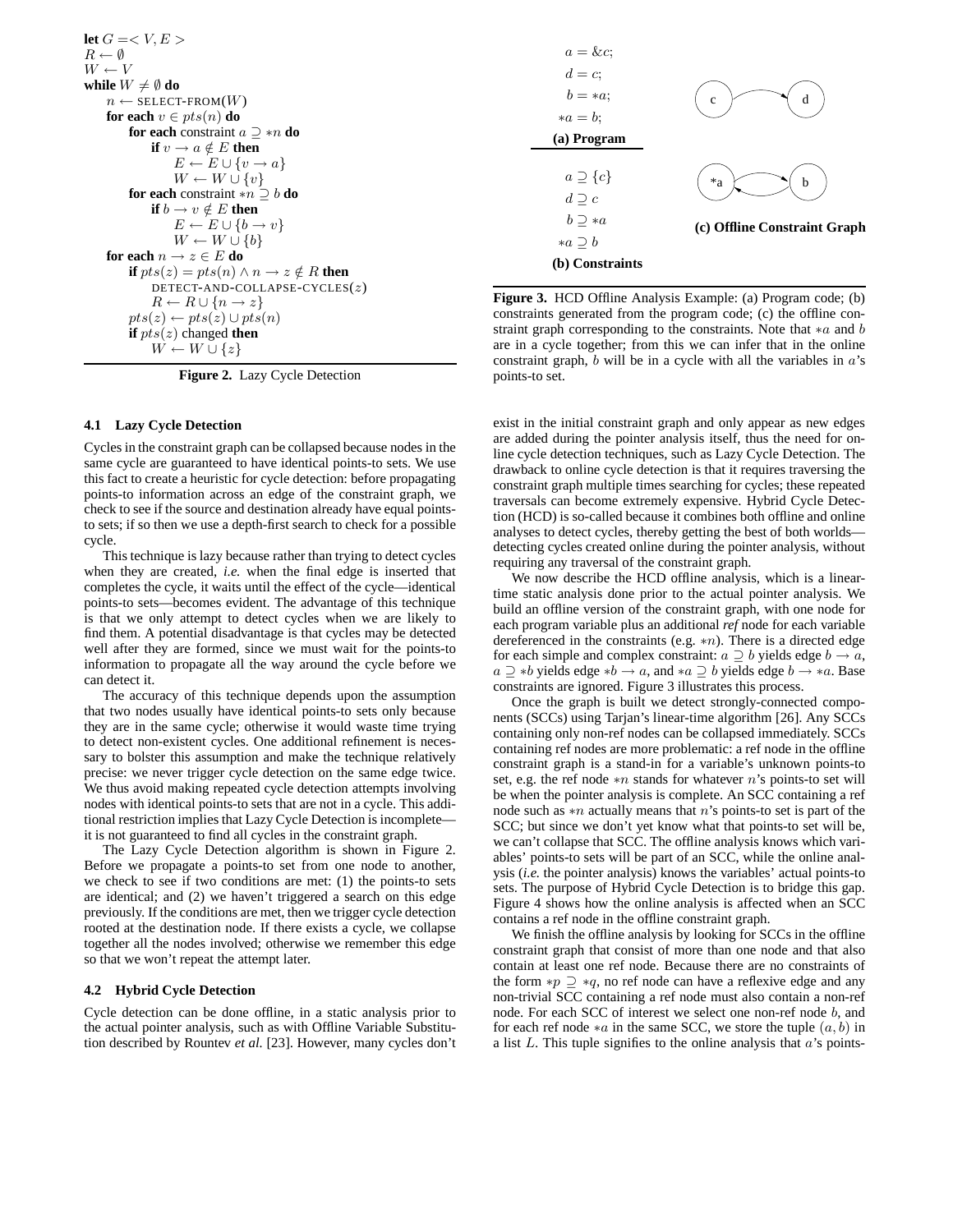```
let G =< V, E >
R ← ∅
W ← V
while W ≠ ∅ do
    n ← SELECT-FROM(W)
    for each v ∈ pts(n) do
        for each constraint a ⊇ *n do
            if v → a ∉ E then
                E ← E ∪ {v → a}
                W ← W ∪ {v}
        for each constraint *n ⊇ b do
            if b → v ∉ E then
                E ← E ∪ {b → v}
                W ← W ∪ {b}
    for each n → z ∈ E do
        if pts(z) = pts(n) ∧ n → z ∉ R then
            DETECT-AND-COLLAPSE-CYCLES(z)
            R ← R ∪ {n → z}
        pts(z) ← pts(z) ∪ pts(n)
        if pts(z) changed then
            W ← W ∪ {z}
```

**Figure 2.** Lazy Cycle Detection

$a = \&c;$
$d = c;$
$b = *a;$
$*a = b;$

**(a) Program**

$a \supseteq \{c\}$
$d \supseteq c$
$b \supseteq *a$
$*a \supseteq b$

**(b) Constraints**

c → d

*a ⇄ b

**(c) Offline Constraint Graph**

**Figure 3.** HCD Offline Analysis Example: (a) Program code; (b) constraints generated from the program code; (c) the offline constraint graph corresponding to the constraints. Note that $*a$ and $b$ are in a cycle together; from this we can infer that in the online constraint graph, $b$ will be in a cycle with all the variables in $a$'s points-to set.

### 4.1 Lazy Cycle Detection

Cycles in the constraint graph can be collapsed because nodes in the same cycle are guaranteed to have identical points-to sets. We use this fact to create a heuristic for cycle detection: before propagating points-to information across an edge of the constraint graph, we check to see if the source and destination already have equal points-to sets; if so then we use a depth-first search to check for a possible cycle.

This technique is lazy because rather than trying to detect cycles when they are created, *i.e.* when the final edge is inserted that completes the cycle, it waits until the effect of the cycle—identical points-to sets—becomes evident. The advantage of this technique is that we only attempt to detect cycles when we are likely to find them. A potential disadvantage is that cycles may be detected well after they are formed, since we must wait for the points-to information to propagate all the way around the cycle before we can detect it.

The accuracy of this technique depends upon the assumption that two nodes usually have identical points-to sets only because they are in the same cycle; otherwise it would waste time trying to detect non-existent cycles. One additional refinement is necessary to bolster this assumption and make the technique relatively precise: we never trigger cycle detection on the same edge twice. We thus avoid making repeated cycle detection attempts involving nodes with identical points-to sets that are not in a cycle. This additional restriction implies that Lazy Cycle Detection is incomplete—it is not guaranteed to find all cycles in the constraint graph.

The Lazy Cycle Detection algorithm is shown in Figure 2. Before we propagate a points-to set from one node to another, we check to see if two conditions are met: (1) the points-to sets are identical; and (2) we haven't triggered a search on this edge previously. If the conditions are met, then we trigger cycle detection rooted at the destination node. If there exists a cycle, we collapse together all the nodes involved; otherwise we remember this edge so that we won't repeat the attempt later.

### 4.2 Hybrid Cycle Detection

Cycle detection can be done offline, in a static analysis prior to the actual pointer analysis, such as with Offline Variable Substitution described by Rountev *et al.* [23]. However, many cycles don't exist in the initial constraint graph and only appear as new edges are added during the pointer analysis itself, thus the need for online cycle detection techniques, such as Lazy Cycle Detection. The drawback to online cycle detection is that it requires traversing the constraint graph multiple times searching for cycles; these repeated traversals can become extremely expensive. Hybrid Cycle Detection (HCD) is so-called because it combines both offline and online analyses to detect cycles, thereby getting the best of both worlds—detecting cycles created online during the pointer analysis, without requiring any traversal of the constraint graph.

We now describe the HCD offline analysis, which is a linear-time static analysis done prior to the actual pointer analysis. We build an offline version of the constraint graph, with one node for each program variable plus an additional ***ref*** node for each variable dereferenced in the constraints (e.g. $*n$). There is a directed edge for each simple and complex constraint: $a \supseteq b$ yields edge $b \rightarrow a$, $a \supseteq *b$ yields edge $*b \rightarrow a$, and $*a \supseteq b$ yields edge $b \rightarrow *a$. Base constraints are ignored. Figure 3 illustrates this process.

Once the graph is built we detect strongly-connected components (SCCs) using Tarjan's linear-time algorithm [26]. Any SCCs containing only non-ref nodes can be collapsed immediately. SCCs containing ref nodes are more problematic: a ref node in the offline constraint graph is a stand-in for a variable's unknown points-to set, e.g. the ref node $*n$ stands for whatever $n$'s points-to set will be when the pointer analysis is complete. An SCC containing a ref node such as $*n$ actually means that $n$'s points-to set is part of the SCC; but since we don't yet know what that points-to set will be, we can't collapse that SCC. The offline analysis knows which variables' points-to sets will be part of an SCC, while the online analysis (*i.e.* the pointer analysis) knows the variables' actual points-to sets. The purpose of Hybrid Cycle Detection is to bridge this gap. Figure 4 shows how the online analysis is affected when an SCC contains a ref node in the offline constraint graph.

We finish the offline analysis by looking for SCCs in the offline constraint graph that consist of more than one node and that also contain at least one ref node. Because there are no constraints of the form $*p \supseteq *q$, no ref node can have a reflexive edge and any non-trivial SCC containing a ref node must also contain a non-ref node. For each SCC of interest we select one non-ref node $b$, and for each ref node $*a$ in the same SCC, we store the tuple $(a, b)$ in a list $L$. This tuple signifies to the online analysis that $a$'s points-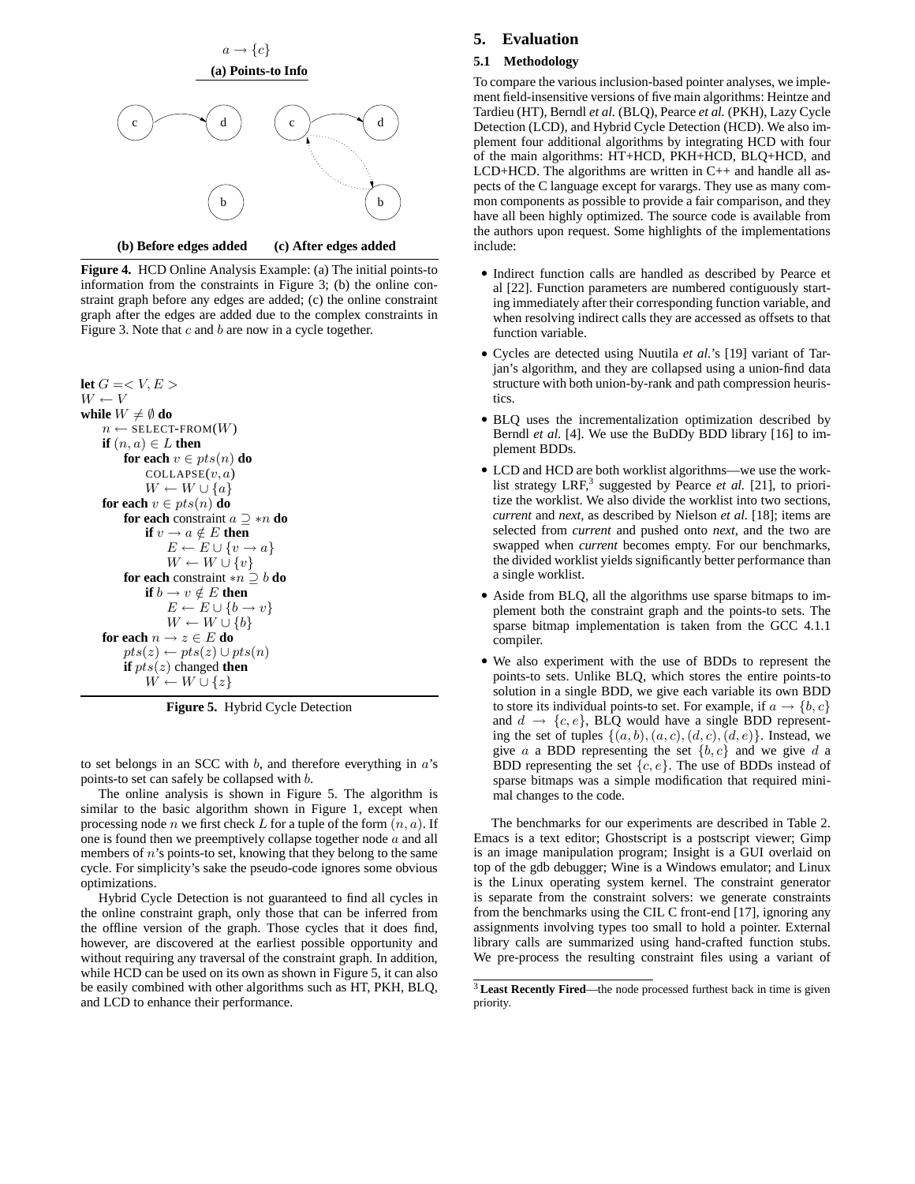$a \rightarrow \{c\}$

**(a) Points-to Info**

**(b) Before edges added** **(c) After edges added**

**Figure 4.** HCD Online Analysis Example: (a) The initial points-to information from the constraints in Figure 3; (b) the online constraint graph before any edges are added; (c) the online constraint graph after the edges are added due to the complex constraints in Figure 3. Note that $c$ and $b$ are now in a cycle together.

```
let G =< V, E >
W ← V
while W ≠ ∅ do
    n ← SELECT-FROM(W)
    if (n, a) ∈ L then
        for each v ∈ pts(n) do
            COLLAPSE(v, a)
            W ← W ∪ {a}
    for each v ∈ pts(n) do
        for each constraint a ⊇ *n do
            if v → a ∉ E then
                E ← E ∪ {v → a}
                W ← W ∪ {v}
        for each constraint *n ⊇ b do
            if b → v ∉ E then
                E ← E ∪ {b → v}
                W ← W ∪ {b}
    for each n → z ∈ E do
        pts(z) ← pts(z) ∪ pts(n)
        if pts(z) changed then
            W ← W ∪ {z}
```

**Figure 5.** Hybrid Cycle Detection

to set belongs in an SCC with $b$, and therefore everything in $a$'s points-to set can safely be collapsed with $b$.

The online analysis is shown in Figure 5. The algorithm is similar to the basic algorithm shown in Figure 1, except when processing node $n$ we first check $L$ for a tuple of the form $(n, a)$. If one is found then we preemptively collapse together node $a$ and all members of $n$'s points-to set, knowing that they belong to the same cycle. For simplicity's sake the pseudo-code ignores some obvious optimizations.

Hybrid Cycle Detection is not guaranteed to find all cycles in the online constraint graph, only those that can be inferred from the offline version of the graph. Those cycles that it does find, however, are discovered at the earliest possible opportunity and without requiring any traversal of the constraint graph. In addition, while HCD can be used on its own as shown in Figure 5, it can also be easily combined with other algorithms such as HT, PKH, BLQ, and LCD to enhance their performance.

## 5. Evaluation

### 5.1 Methodology

To compare the various inclusion-based pointer analyses, we implement field-insensitive versions of five main algorithms: Heintze and Tardieu (HT), Berndl *et al.* (BLQ), Pearce *et al.* (PKH), Lazy Cycle Detection (LCD), and Hybrid Cycle Detection (HCD). We also implement four additional algorithms by integrating HCD with four of the main algorithms: HT+HCD, PKH+HCD, BLQ+HCD, and LCD+HCD. The algorithms are written in C++ and handle all aspects of the C language except for varargs. They use as many common components as possible to provide a fair comparison, and they have all been highly optimized. The source code is available from the authors upon request. Some highlights of the implementations include:

- Indirect function calls are handled as described by Pearce et al [22]. Function parameters are numbered contiguously starting immediately after their corresponding function variable, and when resolving indirect calls they are accessed as offsets to that function variable.
- Cycles are detected using Nuutila *et al.*'s [19] variant of Tarjan's algorithm, and they are collapsed using a union-find data structure with both union-by-rank and path compression heuristics.
- BLQ uses the incrementalization optimization described by Berndl *et al.* [4]. We use the BuDDy BDD library [16] to implement BDDs.
- LCD and HCD are both worklist algorithms—we use the worklist strategy LRF,[3] suggested by Pearce *et al.* [21], to prioritize the worklist. We also divide the worklist into two sections, *current* and *next*, as described by Nielson *et al.* [18]; items are selected from *current* and pushed onto *next*, and the two are swapped when *current* becomes empty. For our benchmarks, the divided worklist yields significantly better performance than a single worklist.
- Aside from BLQ, all the algorithms use sparse bitmaps to implement both the constraint graph and the points-to sets. The sparse bitmap implementation is taken from the GCC 4.1.1 compiler.
- We also experiment with the use of BDDs to represent the points-to sets. Unlike BLQ, which stores the entire points-to solution in a single BDD, we give each variable its own BDD to store its individual points-to set. For example, if $a \rightarrow \{b, c\}$ and $d \rightarrow \{c, e\}$, BLQ would have a single BDD representing the set of tuples $\{(a, b), (a, c), (d, c), (d, e)\}$. Instead, we give $a$ a BDD representing the set $\{b, c\}$ and we give $d$ a BDD representing the set $\{c, e\}$. The use of BDDs instead of sparse bitmaps was a simple modification that required minimal changes to the code.

The benchmarks for our experiments are described in Table 2. Emacs is a text editor; Ghostscript is a postscript viewer; Gimp is an image manipulation program; Insight is a GUI overlaid on top of the gdb debugger; Wine is a Windows emulator; and Linux is the Linux operating system kernel. The constraint generator is separate from the constraint solvers: we generate constraints from the benchmarks using the CIL C front-end [17], ignoring any assignments involving types too small to hold a pointer. External library calls are summarized using hand-crafted function stubs. We pre-process the resulting constraint files using a variant of

[3] **Least Recently Fired**—the node processed furthest back in time is given priority.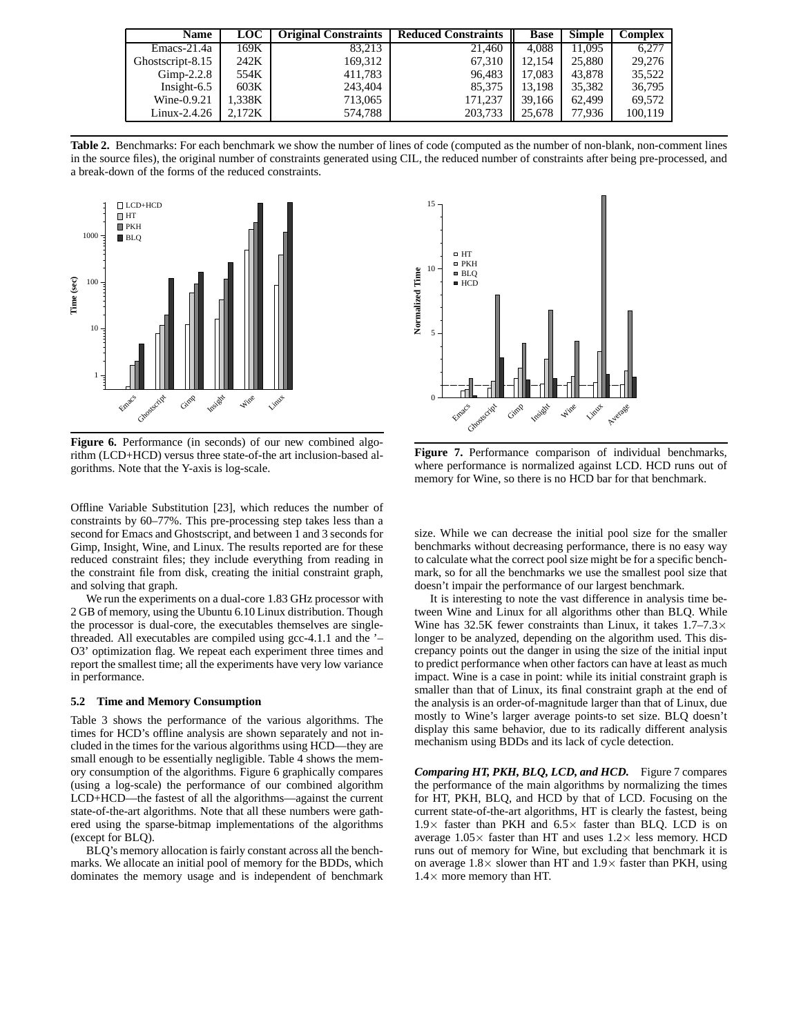| Name | LOC | Original Constraints | Reduced Constraints | Base | Simple | Complex |
|---|---|---|---|---|---|---|
| Emacs-21.4a | 169K | 83,213 | 21,460 | 4,088 | 11,095 | 6,277 |
| Ghostscript-8.15 | 242K | 169,312 | 67,310 | 12,154 | 25,880 | 29,276 |
| Gimp-2.2.8 | 554K | 411,783 | 96,483 | 17,083 | 43,878 | 35,522 |
| Insight-6.5 | 603K | 243,404 | 85,375 | 13,198 | 35,382 | 36,795 |
| Wine-0.9.21 | 1,338K | 713,065 | 171,237 | 39,166 | 62,499 | 69,572 |
| Linux-2.4.26 | 2,172K | 574,788 | 203,733 | 25,678 | 77,936 | 100,119 |

**Table 2.** Benchmarks: For each benchmark we show the number of lines of code (computed as the number of non-blank, non-comment lines in the source files), the original number of constraints generated using CIL, the reduced number of constraints after being pre-processed, and a break-down of the forms of the reduced constraints.

**Figure 6.** Performance (in seconds) of our new combined algorithm (LCD+HCD) versus three state-of-the art inclusion-based algorithms. Note that the Y-axis is log-scale.

**Figure 7.** Performance comparison of individual benchmarks, where performance is normalized against LCD. HCD runs out of memory for Wine, so there is no HCD bar for that benchmark.

Offline Variable Substitution [23], which reduces the number of constraints by 60–77%. This pre-processing step takes less than a second for Emacs and Ghostscript, and between 1 and 3 seconds for Gimp, Insight, Wine, and Linux. The results reported are for these reduced constraint files; they include everything from reading in the constraint file from disk, creating the initial constraint graph, and solving that graph.

We run the experiments on a dual-core 1.83 GHz processor with 2 GB of memory, using the Ubuntu 6.10 Linux distribution. Though the processor is dual-core, the executables themselves are single-threaded. All executables are compiled using gcc-4.1.1 and the '–O3' optimization flag. We repeat each experiment three times and report the smallest time; all the experiments have very low variance in performance.

### 5.2 Time and Memory Consumption

Table 3 shows the performance of the various algorithms. The times for HCD's offline analysis are shown separately and not included in the times for the various algorithms using HCD—they are small enough to be essentially negligible. Table 4 shows the memory consumption of the algorithms. Figure 6 graphically compares (using a log-scale) the performance of our combined algorithm LCD+HCD—the fastest of all the algorithms—against the current state-of-the-art algorithms. Note that all these numbers were gathered using the sparse-bitmap implementations of the algorithms (except for BLQ).

BLQ's memory allocation is fairly constant across all the benchmarks. We allocate an initial pool of memory for the BDDs, which dominates the memory usage and is independent of benchmark size. While we can decrease the initial pool size for the smaller benchmarks without decreasing performance, there is no easy way to calculate what the correct pool size might be for a specific benchmark, so for all the benchmarks we use the smallest pool size that doesn't impair the performance of our largest benchmark.

It is interesting to note the vast difference in analysis time between Wine and Linux for all algorithms other than BLQ. While Wine has 32.5K fewer constraints than Linux, it takes 1.7–7.3× longer to be analyzed, depending on the algorithm used. This discrepancy points out the danger in using the size of the initial input to predict performance when other factors can have at least as much impact. Wine is a case in point: while its initial constraint graph is smaller than that of Linux, its final constraint graph at the end of the analysis is an order-of-magnitude larger than that of Linux, due mostly to Wine's larger average points-to set size. BLQ doesn't display this same behavior, due to its radically different analysis mechanism using BDDs and its lack of cycle detection.

***Comparing HT, PKH, BLQ, LCD, and HCD.*** Figure 7 compares the performance of the main algorithms by normalizing the times for HT, PKH, BLQ, and HCD by that of LCD. Focusing on the current state-of-the-art algorithms, HT is clearly the fastest, being 1.9× faster than PKH and 6.5× faster than BLQ. LCD is on average 1.05× faster than HT and uses 1.2× less memory. HCD runs out of memory for Wine, but excluding that benchmark it is on average 1.8× slower than HT and 1.9× faster than PKH, using 1.4× more memory than HT.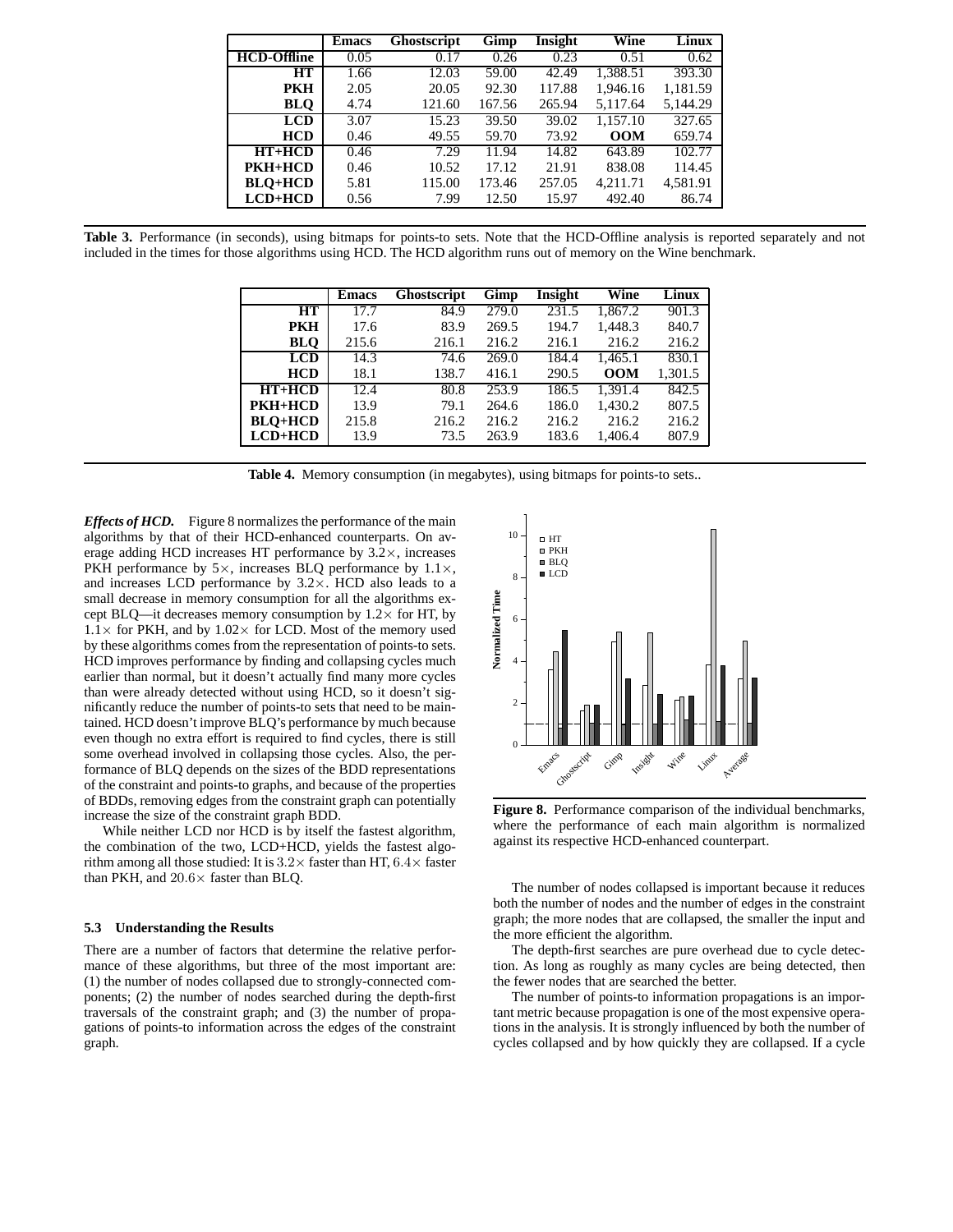|  | Emacs | Ghostscript | Gimp | Insight | Wine | Linux |
|---|---|---|---|---|---|---|
| **HCD-Offline** | 0.05 | 0.17 | 0.26 | 0.23 | 0.51 | 0.62 |
| **HT** | 1.66 | 12.03 | 59.00 | 42.49 | 1,388.51 | 393.30 |
| **PKH** | 2.05 | 20.05 | 92.30 | 117.88 | 1,946.16 | 1,181.59 |
| **BLQ** | 4.74 | 121.60 | 167.56 | 265.94 | 5,117.64 | 5,144.29 |
| **LCD** | 3.07 | 15.23 | 39.50 | 39.02 | 1,157.10 | 327.65 |
| **HCD** | 0.46 | 49.55 | 59.70 | 73.92 | **OOM** | 659.74 |
| **HT+HCD** | 0.46 | 7.29 | 11.94 | 14.82 | 643.89 | 102.77 |
| **PKH+HCD** | 0.46 | 10.52 | 17.12 | 21.91 | 838.08 | 114.45 |
| **BLQ+HCD** | 5.81 | 115.00 | 173.46 | 257.05 | 4,211.71 | 4,581.91 |
| **LCD+HCD** | 0.56 | 7.99 | 12.50 | 15.97 | 492.40 | 86.74 |

**Table 3.** Performance (in seconds), using bitmaps for points-to sets. Note that the HCD-Offline analysis is reported separately and not included in the times for those algorithms using HCD. The HCD algorithm runs out of memory on the Wine benchmark.

|  | Emacs | Ghostscript | Gimp | Insight | Wine | Linux |
|---|---|---|---|---|---|---|
| **HT** | 17.7 | 84.9 | 279.0 | 231.5 | 1,867.2 | 901.3 |
| **PKH** | 17.6 | 83.9 | 269.5 | 194.7 | 1,448.3 | 840.7 |
| **BLQ** | 215.6 | 216.1 | 216.2 | 216.1 | 216.2 | 216.2 |
| **LCD** | 14.3 | 74.6 | 269.0 | 184.4 | 1,465.1 | 830.1 |
| **HCD** | 18.1 | 138.7 | 416.1 | 290.5 | **OOM** | 1,301.5 |
| **HT+HCD** | 12.4 | 80.8 | 253.9 | 186.5 | 1,391.4 | 842.5 |
| **PKH+HCD** | 13.9 | 79.1 | 264.6 | 186.0 | 1,430.2 | 807.5 |
| **BLQ+HCD** | 215.8 | 216.2 | 216.2 | 216.2 | 216.2 | 216.2 |
| **LCD+HCD** | 13.9 | 73.5 | 263.9 | 183.6 | 1,406.4 | 807.9 |

**Table 4.** Memory consumption (in megabytes), using bitmaps for points-to sets..

***Effects of HCD.*** Figure 8 normalizes the performance of the main algorithms by that of their HCD-enhanced counterparts. On average adding HCD increases HT performance by $3.2\times$, increases PKH performance by $5\times$, increases BLQ performance by $1.1\times$, and increases LCD performance by $3.2\times$. HCD also leads to a small decrease in memory consumption for all the algorithms except BLQ—it decreases memory consumption by $1.2\times$ for HT, by $1.1\times$ for PKH, and by $1.02\times$ for LCD. Most of the memory used by these algorithms comes from the representation of points-to sets. HCD improves performance by finding and collapsing cycles much earlier than normal, but it doesn't actually find many more cycles than were already detected without using HCD, so it doesn't significantly reduce the number of points-to sets that need to be maintained. HCD doesn't improve BLQ's performance by much because even though no extra effort is required to find cycles, there is still some overhead involved in collapsing those cycles. Also, the performance of BLQ depends on the sizes of the BDD representations of the constraint and points-to graphs, and because of the properties of BDDs, removing edges from the constraint graph can potentially increase the size of the constraint graph BDD.

While neither LCD nor HCD is by itself the fastest algorithm, the combination of the two, LCD+HCD, yields the fastest algorithm among all those studied: It is $3.2\times$ faster than HT, $6.4\times$ faster than PKH, and $20.6\times$ faster than BLQ.

**Figure 8.** Performance comparison of the individual benchmarks, where the performance of each main algorithm is normalized against its respective HCD-enhanced counterpart.

### 5.3 Understanding the Results

There are a number of factors that determine the relative performance of these algorithms, but three of the most important are: (1) the number of nodes collapsed due to strongly-connected components; (2) the number of nodes searched during the depth-first traversals of the constraint graph; and (3) the number of propagations of points-to information across the edges of the constraint graph.

The number of nodes collapsed is important because it reduces both the number of nodes and the number of edges in the constraint graph; the more nodes that are collapsed, the smaller the input and the more efficient the algorithm.

The depth-first searches are pure overhead due to cycle detection. As long as roughly as many cycles are being detected, then the fewer nodes that are searched the better.

The number of points-to information propagations is an important metric because propagation is one of the most expensive operations in the analysis. It is strongly influenced by both the number of cycles collapsed and by how quickly they are collapsed. If a cycle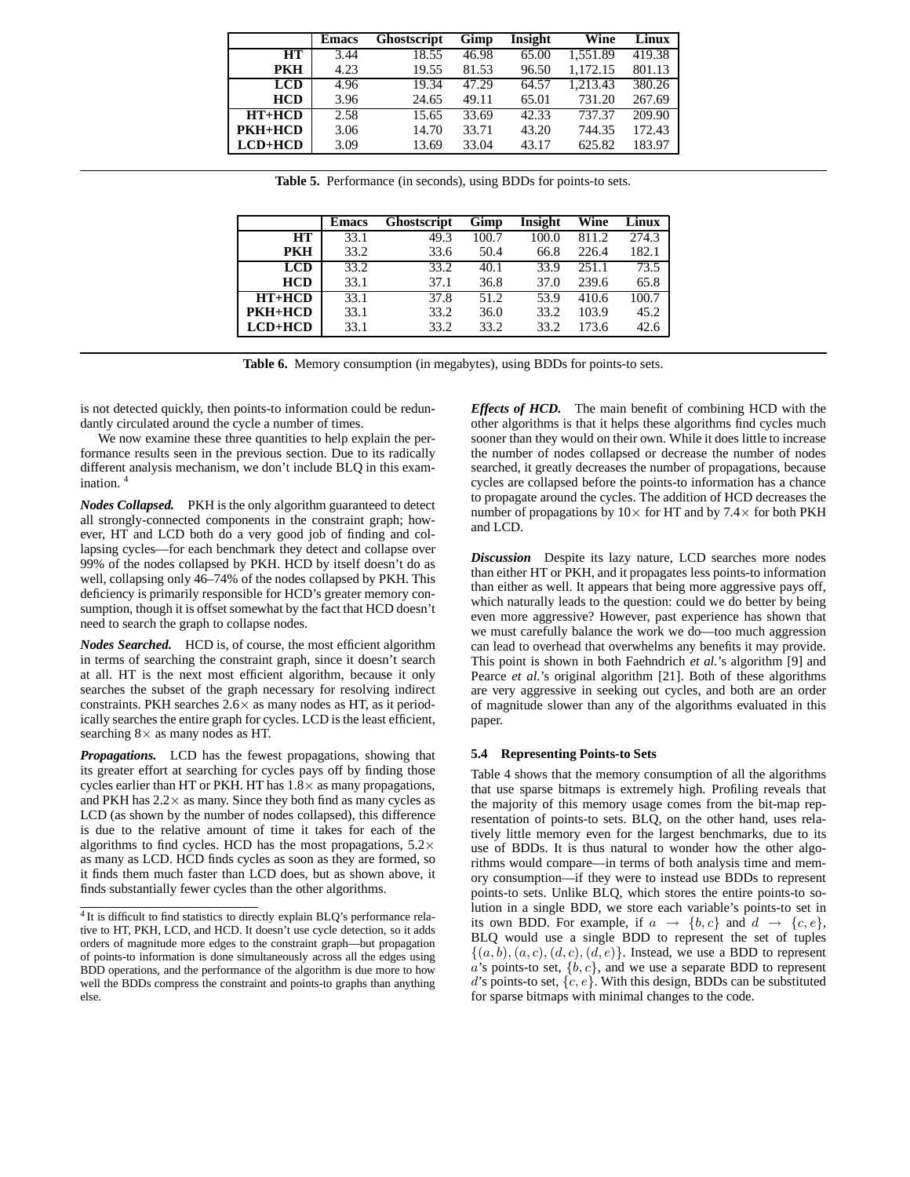| | Emacs | Ghostscript | Gimp | Insight | Wine | Linux |
|---|---|---|---|---|---|---|
| **HT** | 3.44 | 18.55 | 46.98 | 65.00 | 1,551.89 | 419.38 |
| **PKH** | 4.23 | 19.55 | 81.53 | 96.50 | 1,172.15 | 801.13 |
| **LCD** | 4.96 | 19.34 | 47.29 | 64.57 | 1,213.43 | 380.26 |
| **HCD** | 3.96 | 24.65 | 49.11 | 65.01 | 731.20 | 267.69 |
| **HT+HCD** | 2.58 | 15.65 | 33.69 | 42.33 | 737.37 | 209.90 |
| **PKH+HCD** | 3.06 | 14.70 | 33.71 | 43.20 | 744.35 | 172.43 |
| **LCD+HCD** | 3.09 | 13.69 | 33.04 | 43.17 | 625.82 | 183.97 |

**Table 5.** Performance (in seconds), using BDDs for points-to sets.

| | Emacs | Ghostscript | Gimp | Insight | Wine | Linux |
|---|---|---|---|---|---|---|
| **HT** | 33.1 | 49.3 | 100.7 | 100.0 | 811.2 | 274.3 |
| **PKH** | 33.2 | 33.6 | 50.4 | 66.8 | 226.4 | 182.1 |
| **LCD** | 33.2 | 33.2 | 40.1 | 33.9 | 251.1 | 73.5 |
| **HCD** | 33.1 | 37.1 | 36.8 | 37.0 | 239.6 | 65.8 |
| **HT+HCD** | 33.1 | 37.8 | 51.2 | 53.9 | 410.6 | 100.7 |
| **PKH+HCD** | 33.1 | 33.2 | 36.0 | 33.2 | 103.9 | 45.2 |
| **LCD+HCD** | 33.1 | 33.2 | 33.2 | 33.2 | 173.6 | 42.6 |

**Table 6.** Memory consumption (in megabytes), using BDDs for points-to sets.

is not detected quickly, then points-to information could be redundantly circulated around the cycle a number of times.

We now examine these three quantities to help explain the performance results seen in the previous section. Due to its radically different analysis mechanism, we don't include BLQ in this examination. [4]

***Nodes Collapsed.*** PKH is the only algorithm guaranteed to detect all strongly-connected components in the constraint graph; however, HT and LCD both do a very good job of finding and collapsing cycles—for each benchmark they detect and collapse over 99% of the nodes collapsed by PKH. HCD by itself doesn't do as well, collapsing only 46–74% of the nodes collapsed by PKH. This deficiency is primarily responsible for HCD's greater memory consumption, though it is offset somewhat by the fact that HCD doesn't need to search the graph to collapse nodes.

***Nodes Searched.*** HCD is, of course, the most efficient algorithm in terms of searching the constraint graph, since it doesn't search at all. HT is the next most efficient algorithm, because it only searches the subset of the graph necessary for resolving indirect constraints. PKH searches 2.6× as many nodes as HT, as it periodically searches the entire graph for cycles. LCD is the least efficient, searching 8× as many nodes as HT.

***Propagations.*** LCD has the fewest propagations, showing that its greater effort at searching for cycles pays off by finding those cycles earlier than HT or PKH. HT has 1.8× as many propagations, and PKH has 2.2× as many. Since they both find as many cycles as LCD (as shown by the number of nodes collapsed), this difference is due to the relative amount of time it takes for each of the algorithms to find cycles. HCD has the most propagations, 5.2× as many as LCD. HCD finds cycles as soon as they are formed, so it finds them much faster than LCD does, but as shown above, it finds substantially fewer cycles than the other algorithms.

[4] It is difficult to find statistics to directly explain BLQ's performance relative to HT, PKH, LCD, and HCD. It doesn't use cycle detection, so it adds orders of magnitude more edges to the constraint graph—but propagation of points-to information is done simultaneously across all the edges using BDD operations, and the performance of the algorithm is due more to how well the BDDs compress the constraint and points-to graphs than anything else.

***Effects of HCD.*** The main benefit of combining HCD with the other algorithms is that it helps these algorithms find cycles much sooner than they would on their own. While it does little to increase the number of nodes collapsed or decrease the number of nodes searched, it greatly decreases the number of propagations, because cycles are collapsed before the points-to information has a chance to propagate around the cycles. The addition of HCD decreases the number of propagations by 10× for HT and by 7.4× for both PKH and LCD.

***Discussion*** Despite its lazy nature, LCD searches more nodes than either HT or PKH, and it propagates less points-to information than either as well. It appears that being more aggressive pays off, which naturally leads to the question: could we do better by being even more aggressive? However, past experience has shown that we must carefully balance the work we do—too much aggression can lead to overhead that overwhelms any benefits it may provide. This point is shown in both Faehndrich *et al.*'s algorithm [9] and Pearce *et al.*'s original algorithm [21]. Both of these algorithms are very aggressive in seeking out cycles, and both are an order of magnitude slower than any of the algorithms evaluated in this paper.

### 5.4 Representing Points-to Sets

Table 4 shows that the memory consumption of all the algorithms that use sparse bitmaps is extremely high. Profiling reveals that the majority of this memory usage comes from the bit-map representation of points-to sets. BLQ, on the other hand, uses relatively little memory even for the largest benchmarks, due to its use of BDDs. It is thus natural to wonder how the other algorithms would compare—in terms of both analysis time and memory consumption—if they were to instead use BDDs to represent points-to sets. Unlike BLQ, which stores the entire points-to solution in a single BDD, we store each variable's points-to set in its own BDD. For example, if $a \rightarrow \{b, c\}$ and $d \rightarrow \{c, e\}$, BLQ would use a single BDD to represent the set of tuples $\{(a, b), (a, c), (d, c), (d, e)\}$. Instead, we use a BDD to represent $a$'s points-to set, $\{b, c\}$, and we use a separate BDD to represent $d$'s points-to set, $\{c, e\}$. With this design, BDDs can be substituted for sparse bitmaps with minimal changes to the code.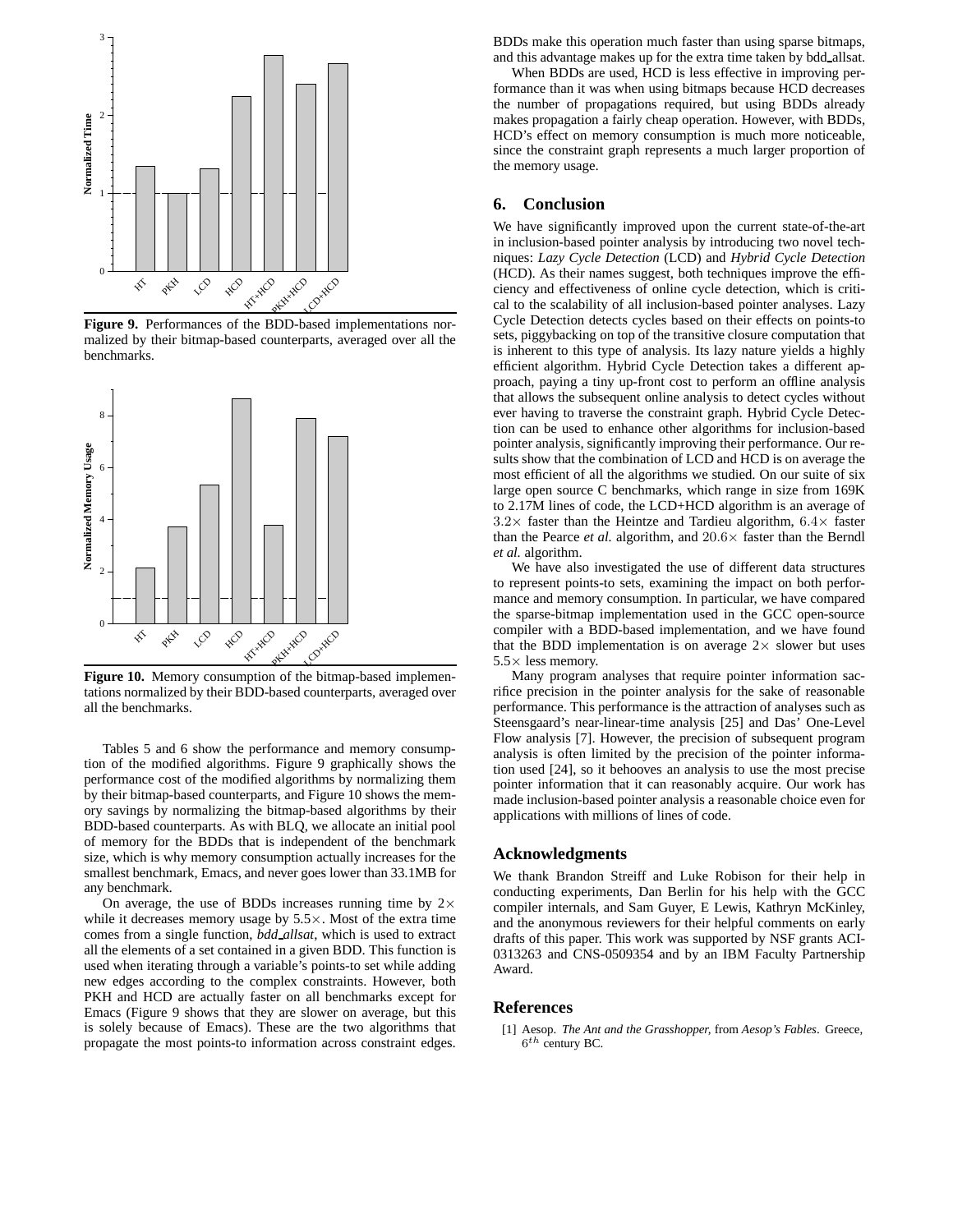Normalized Time

3
2
1
0

HT
PKH
LCD
HCD
HT+HCD
PKH+HCD
LCD+HCD

**Figure 9.** Performances of the BDD-based implementations normalized by their bitmap-based counterparts, averaged over all the benchmarks.

Normalized Memory Usage

8
6
4
2
0

HT
PKH
LCD
HCD
HT+HCD
PKH+HCD
LCD+HCD

**Figure 10.** Memory consumption of the bitmap-based implementations normalized by their BDD-based counterparts, averaged over all the benchmarks.

Tables 5 and 6 show the performance and memory consumption of the modified algorithms. Figure 9 graphically shows the performance cost of the modified algorithms by normalizing them by their bitmap-based counterparts, and Figure 10 shows the memory savings by normalizing the bitmap-based algorithms by their BDD-based counterparts. As with BLQ, we allocate an initial pool of memory for the BDDs that is independent of the benchmark size, which is why memory consumption actually increases for the smallest benchmark, Emacs, and never goes lower than 33.1MB for any benchmark.

On average, the use of BDDs increases running time by 2× while it decreases memory usage by 5.5×. Most of the extra time comes from a single function, *bdd_allsat*, which is used to extract all the elements of a set contained in a given BDD. This function is used when iterating through a variable's points-to set while adding new edges according to the complex constraints. However, both PKH and HCD are actually faster on all benchmarks except for Emacs (Figure 9 shows that they are slower on average, but this is solely because of Emacs). These are the two algorithms that propagate the most points-to information across constraint edges. BDDs make this operation much faster than using sparse bitmaps, and this advantage makes up for the extra time taken by bdd_allsat.

When BDDs are used, HCD is less effective in improving performance than it was when using bitmaps because HCD decreases the number of propagations required, but using BDDs already makes propagation a fairly cheap operation. However, with BDDs, HCD's effect on memory consumption is much more noticeable, since the constraint graph represents a much larger proportion of the memory usage.

## 6. Conclusion

We have significantly improved upon the current state-of-the-art in inclusion-based pointer analysis by introducing two novel techniques: *Lazy Cycle Detection* (LCD) and *Hybrid Cycle Detection* (HCD). As their names suggest, both techniques improve the efficiency and effectiveness of online cycle detection, which is critical to the scalability of all inclusion-based pointer analyses. Lazy Cycle Detection detects cycles based on their effects on points-to sets, piggybacking on top of the transitive closure computation that is inherent to this type of analysis. Its lazy nature yields a highly efficient algorithm. Hybrid Cycle Detection takes a different approach, paying a tiny up-front cost to perform an offline analysis that allows the subsequent online analysis to detect cycles without ever having to traverse the constraint graph. Hybrid Cycle Detection can be used to enhance other algorithms for inclusion-based pointer analysis, significantly improving their performance. Our results show that the combination of LCD and HCD is on average the most efficient of all the algorithms we studied. On our suite of six large open source C benchmarks, which range in size from 169K to 2.17M lines of code, the LCD+HCD algorithm is an average of $3.2\times$ faster than the Heintze and Tardieu algorithm, $6.4\times$ faster than the Pearce *et al.* algorithm, and $20.6\times$ faster than the Berndl *et al.* algorithm.

We have also investigated the use of different data structures to represent points-to sets, examining the impact on both performance and memory consumption. In particular, we have compared the sparse-bitmap implementation used in the GCC open-source compiler with a BDD-based implementation, and we have found that the BDD implementation is on average 2× slower but uses 5.5× less memory.

Many program analyses that require pointer information sacrifice precision in the pointer analysis for the sake of reasonable performance. This performance is the attraction of analyses such as Steensgaard's near-linear-time analysis [25] and Das' One-Level Flow analysis [7]. However, the precision of subsequent program analysis is often limited by the precision of the pointer information used [24], so it behooves an analysis to use the most precise pointer information that it can reasonably acquire. Our work has made inclusion-based pointer analysis a reasonable choice even for applications with millions of lines of code.

## Acknowledgments

We thank Brandon Streiff and Luke Robison for their help in conducting experiments, Dan Berlin for his help with the GCC compiler internals, and Sam Guyer, E Lewis, Kathryn McKinley, and the anonymous reviewers for their helpful comments on early drafts of this paper. This work was supported by NSF grants ACI-0313263 and CNS-0509354 and by an IBM Faculty Partnership Award.

## References

[1] Aesop. *The Ant and the Grasshopper*, from *Aesop's Fables*. Greece, $6^{th}$ century BC.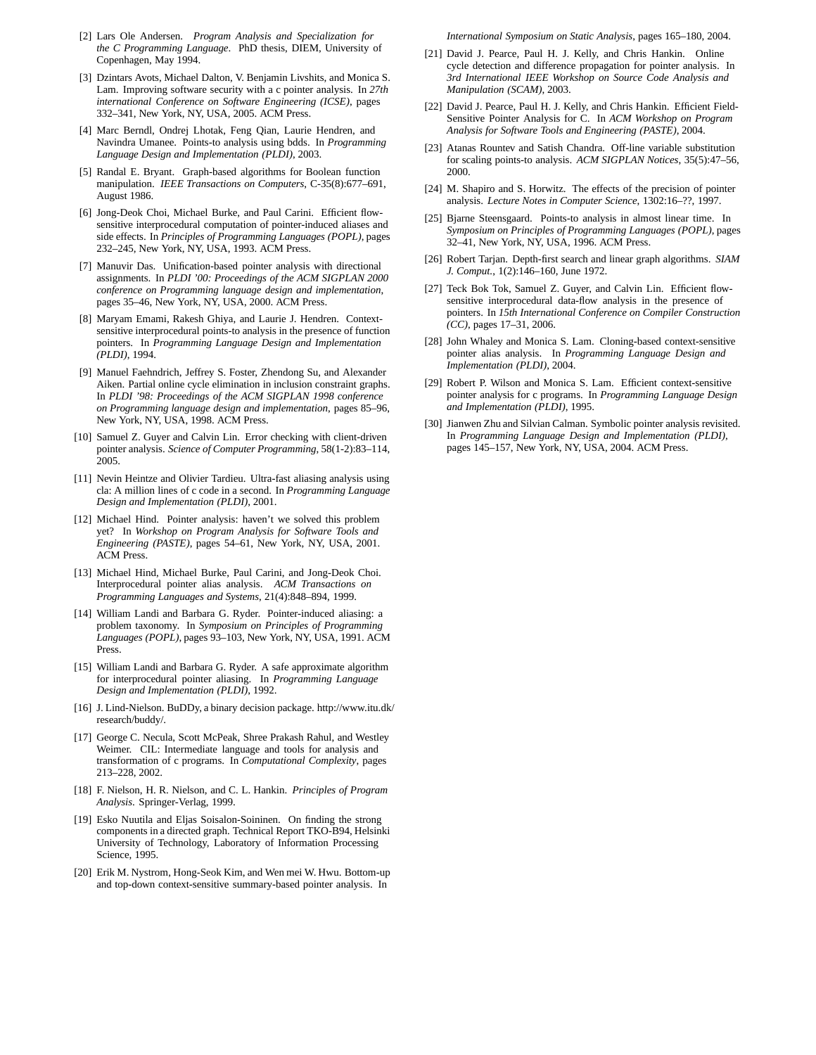[2] Lars Ole Andersen. *Program Analysis and Specialization for the C Programming Language*. PhD thesis, DIEM, University of Copenhagen, May 1994.

[3] Dzintars Avots, Michael Dalton, V. Benjamin Livshits, and Monica S. Lam. Improving software security with a c pointer analysis. In *27th international Conference on Software Engineering (ICSE)*, pages 332–341, New York, NY, USA, 2005. ACM Press.

[4] Marc Berndl, Ondrej Lhotak, Feng Qian, Laurie Hendren, and Navindra Umanee. Points-to analysis using bdds. In *Programming Language Design and Implementation (PLDI)*, 2003.

[5] Randal E. Bryant. Graph-based algorithms for Boolean function manipulation. *IEEE Transactions on Computers*, C-35(8):677–691, August 1986.

[6] Jong-Deok Choi, Michael Burke, and Paul Carini. Efficient flow-sensitive interprocedural computation of pointer-induced aliases and side effects. In *Principles of Programming Languages (POPL)*, pages 232–245, New York, NY, USA, 1993. ACM Press.

[7] Manuvir Das. Unification-based pointer analysis with directional assignments. In *PLDI '00: Proceedings of the ACM SIGPLAN 2000 conference on Programming language design and implementation*, pages 35–46, New York, NY, USA, 2000. ACM Press.

[8] Maryam Emami, Rakesh Ghiya, and Laurie J. Hendren. Context-sensitive interprocedural points-to analysis in the presence of function pointers. In *Programming Language Design and Implementation (PLDI)*, 1994.

[9] Manuel Faehndrich, Jeffrey S. Foster, Zhendong Su, and Alexander Aiken. Partial online cycle elimination in inclusion constraint graphs. In *PLDI '98: Proceedings of the ACM SIGPLAN 1998 conference on Programming language design and implementation*, pages 85–96, New York, NY, USA, 1998. ACM Press.

[10] Samuel Z. Guyer and Calvin Lin. Error checking with client-driven pointer analysis. *Science of Computer Programming*, 58(1-2):83–114, 2005.

[11] Nevin Heintze and Olivier Tardieu. Ultra-fast aliasing analysis using cla: A million lines of c code in a second. In *Programming Language Design and Implementation (PLDI)*, 2001.

[12] Michael Hind. Pointer analysis: haven't we solved this problem yet? In *Workshop on Program Analysis for Software Tools and Engineering (PASTE)*, pages 54–61, New York, NY, USA, 2001. ACM Press.

[13] Michael Hind, Michael Burke, Paul Carini, and Jong-Deok Choi. Interprocedural pointer alias analysis. *ACM Transactions on Programming Languages and Systems*, 21(4):848–894, 1999.

[14] William Landi and Barbara G. Ryder. Pointer-induced aliasing: a problem taxonomy. In *Symposium on Principles of Programming Languages (POPL)*, pages 93–103, New York, NY, USA, 1991. ACM Press.

[15] William Landi and Barbara G. Ryder. A safe approximate algorithm for interprocedural pointer aliasing. In *Programming Language Design and Implementation (PLDI)*, 1992.

[16] J. Lind-Nielson. BuDDy, a binary decision package. http://www.itu.dk/research/buddy/.

[17] George C. Necula, Scott McPeak, Shree Prakash Rahul, and Westley Weimer. CIL: Intermediate language and tools for analysis and transformation of c programs. In *Computational Complexity*, pages 213–228, 2002.

[18] F. Nielson, H. R. Nielson, and C. L. Hankin. *Principles of Program Analysis*. Springer-Verlag, 1999.

[19] Esko Nuutila and Eljas Soisalon-Soininen. On finding the strong components in a directed graph. Technical Report TKO-B94, Helsinki University of Technology, Laboratory of Information Processing Science, 1995.

[20] Erik M. Nystrom, Hong-Seok Kim, and Wen mei W. Hwu. Bottom-up and top-down context-sensitive summary-based pointer analysis. In *International Symposium on Static Analysis*, pages 165–180, 2004.

[21] David J. Pearce, Paul H. J. Kelly, and Chris Hankin. Online cycle detection and difference propagation for pointer analysis. In *3rd International IEEE Workshop on Source Code Analysis and Manipulation (SCAM)*, 2003.

[22] David J. Pearce, Paul H. J. Kelly, and Chris Hankin. Efficient Field-Sensitive Pointer Analysis for C. In *ACM Workshop on Program Analysis for Software Tools and Engineering (PASTE)*, 2004.

[23] Atanas Rountev and Satish Chandra. Off-line variable substitution for scaling points-to analysis. *ACM SIGPLAN Notices*, 35(5):47–56, 2000.

[24] M. Shapiro and S. Horwitz. The effects of the precision of pointer analysis. *Lecture Notes in Computer Science*, 1302:16–??, 1997.

[25] Bjarne Steensgaard. Points-to analysis in almost linear time. In *Symposium on Principles of Programming Languages (POPL)*, pages 32–41, New York, NY, USA, 1996. ACM Press.

[26] Robert Tarjan. Depth-first search and linear graph algorithms. *SIAM J. Comput.*, 1(2):146–160, June 1972.

[27] Teck Bok Tok, Samuel Z. Guyer, and Calvin Lin. Efficient flow-sensitive interprocedural data-flow analysis in the presence of pointers. In *15th International Conference on Compiler Construction (CC)*, pages 17–31, 2006.

[28] John Whaley and Monica S. Lam. Cloning-based context-sensitive pointer alias analysis. In *Programming Language Design and Implementation (PLDI)*, 2004.

[29] Robert P. Wilson and Monica S. Lam. Efficient context-sensitive pointer analysis for c programs. In *Programming Language Design and Implementation (PLDI)*, 1995.

[30] Jianwen Zhu and Silvian Calman. Symbolic pointer analysis revisited. In *Programming Language Design and Implementation (PLDI)*, pages 145–157, New York, NY, USA, 2004. ACM Press.